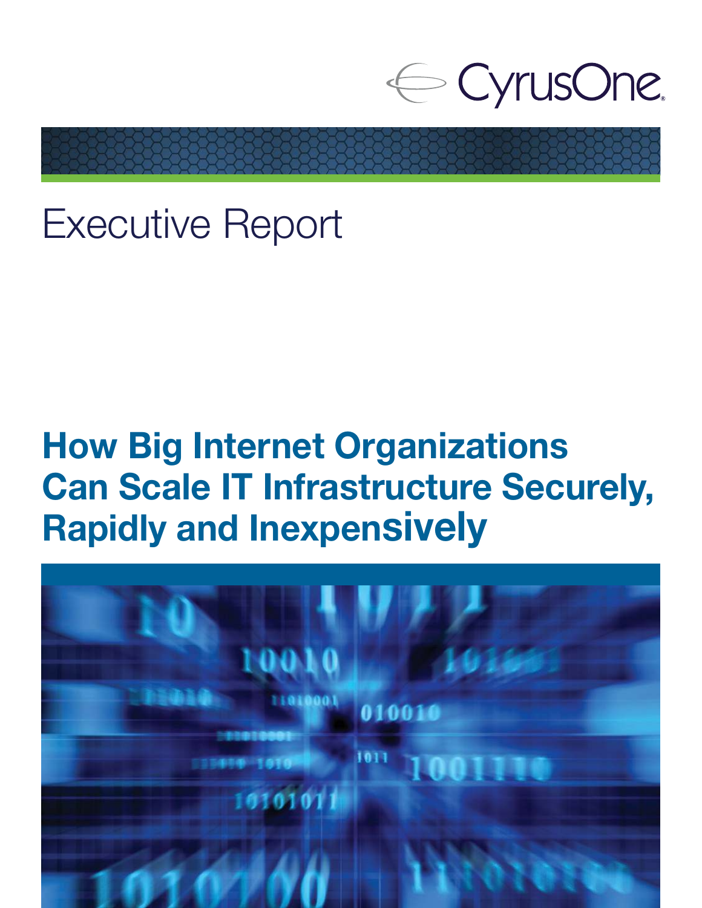CyrusOne

# Executive Report

## How Big Internet Organizations Can Scale IT Infrastructure Securely, Rapidly and Inexpensively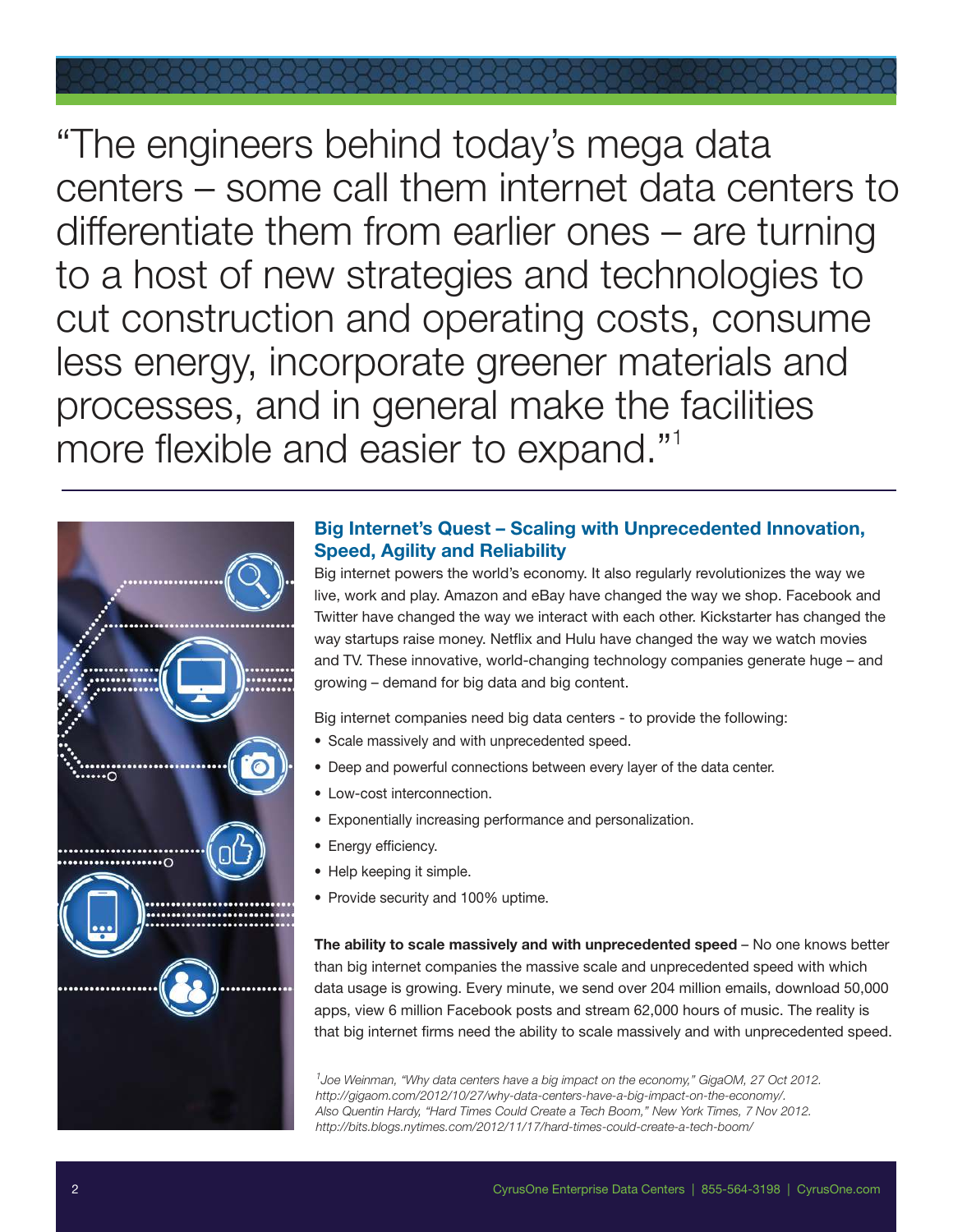"The engineers behind today's mega data centers – some call them internet data centers to differentiate them from earlier ones – are turning to a host of new strategies and technologies to cut construction and operating costs, consume less energy, incorporate greener materials and processes, and in general make the facilities more flexible and easier to expand."[1]

## Big Internet's Quest – Scaling with Unprecedented Innovation, Speed, Agility and Reliability

Big internet powers the world's economy. It also regularly revolutionizes the way we live, work and play. Amazon and eBay have changed the way we shop. Facebook and Twitter have changed the way we interact with each other. Kickstarter has changed the way startups raise money. Netflix and Hulu have changed the way we watch movies and TV. These innovative, world-changing technology companies generate huge – and growing – demand for big data and big content.

Big internet companies need big data centers - to provide the following:

- Scale massively and with unprecedented speed.
- Deep and powerful connections between every layer of the data center.
- Low-cost interconnection.
- Exponentially increasing performance and personalization.
- Energy efficiency.
- Help keeping it simple.
- Provide security and 100% uptime.

**The ability to scale massively and with unprecedented speed** – No one knows better than big internet companies the massive scale and unprecedented speed with which data usage is growing. Every minute, we send over 204 million emails, download 50,000 apps, view 6 million Facebook posts and stream 62,000 hours of music. The reality is that big internet firms need the ability to scale massively and with unprecedented speed.

*[1] Joe Weinman, "Why data centers have a big impact on the economy," GigaOM, 27 Oct 2012. http://gigaom.com/2012/10/27/why-data-centers-have-a-big-impact-on-the-economy/. Also Quentin Hardy, "Hard Times Could Create a Tech Boom," New York Times, 7 Nov 2012. http://bits.blogs.nytimes.com/2012/11/17/hard-times-could-create-a-tech-boom/*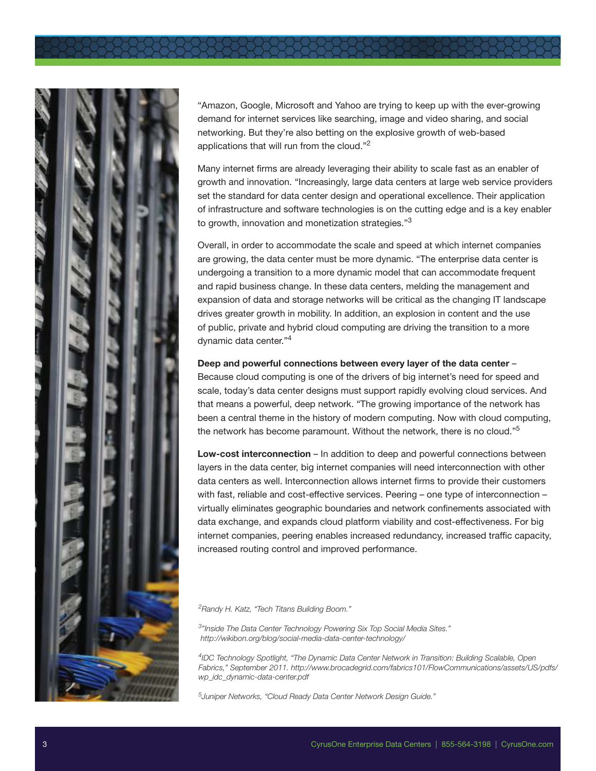"Amazon, Google, Microsoft and Yahoo are trying to keep up with the ever-growing demand for internet services like searching, image and video sharing, and social networking. But they're also betting on the explosive growth of web-based applications that will run from the cloud."[2]

Many internet firms are already leveraging their ability to scale fast as an enabler of growth and innovation. "Increasingly, large data centers at large web service providers set the standard for data center design and operational excellence. Their application of infrastructure and software technologies is on the cutting edge and is a key enabler to growth, innovation and monetization strategies."[3]

Overall, in order to accommodate the scale and speed at which internet companies are growing, the data center must be more dynamic. "The enterprise data center is undergoing a transition to a more dynamic model that can accommodate frequent and rapid business change. In these data centers, melding the management and expansion of data and storage networks will be critical as the changing IT landscape drives greater growth in mobility. In addition, an explosion in content and the use of public, private and hybrid cloud computing are driving the transition to a more dynamic data center."[4]

**Deep and powerful connections between every layer of the data center** – Because cloud computing is one of the drivers of big internet's need for speed and scale, today's data center designs must support rapidly evolving cloud services. And that means a powerful, deep network. "The growing importance of the network has been a central theme in the history of modern computing. Now with cloud computing, the network has become paramount. Without the network, there is no cloud."[5]

**Low-cost interconnection** – In addition to deep and powerful connections between layers in the data center, big internet companies will need interconnection with other data centers as well. Interconnection allows internet firms to provide their customers with fast, reliable and cost-effective services. Peering – one type of interconnection – virtually eliminates geographic boundaries and network confinements associated with data exchange, and expands cloud platform viability and cost-effectiveness. For big internet companies, peering enables increased redundancy, increased traffic capacity, increased routing control and improved performance.

[2]*Randy H. Katz, "Tech Titans Building Boom."*

[3]*"Inside The Data Center Technology Powering Six Top Social Media Sites." http://wikibon.org/blog/social-media-data-center-technology/*

[4]*IDC Technology Spotlight, "The Dynamic Data Center Network in Transition: Building Scalable, Open Fabrics," September 2011. http://www.brocadegrid.com/fabrics101/FlowCommunications/assets/US/pdfs/wp_idc_dynamic-data-center.pdf*

[5]*Juniper Networks, "Cloud Ready Data Center Network Design Guide."*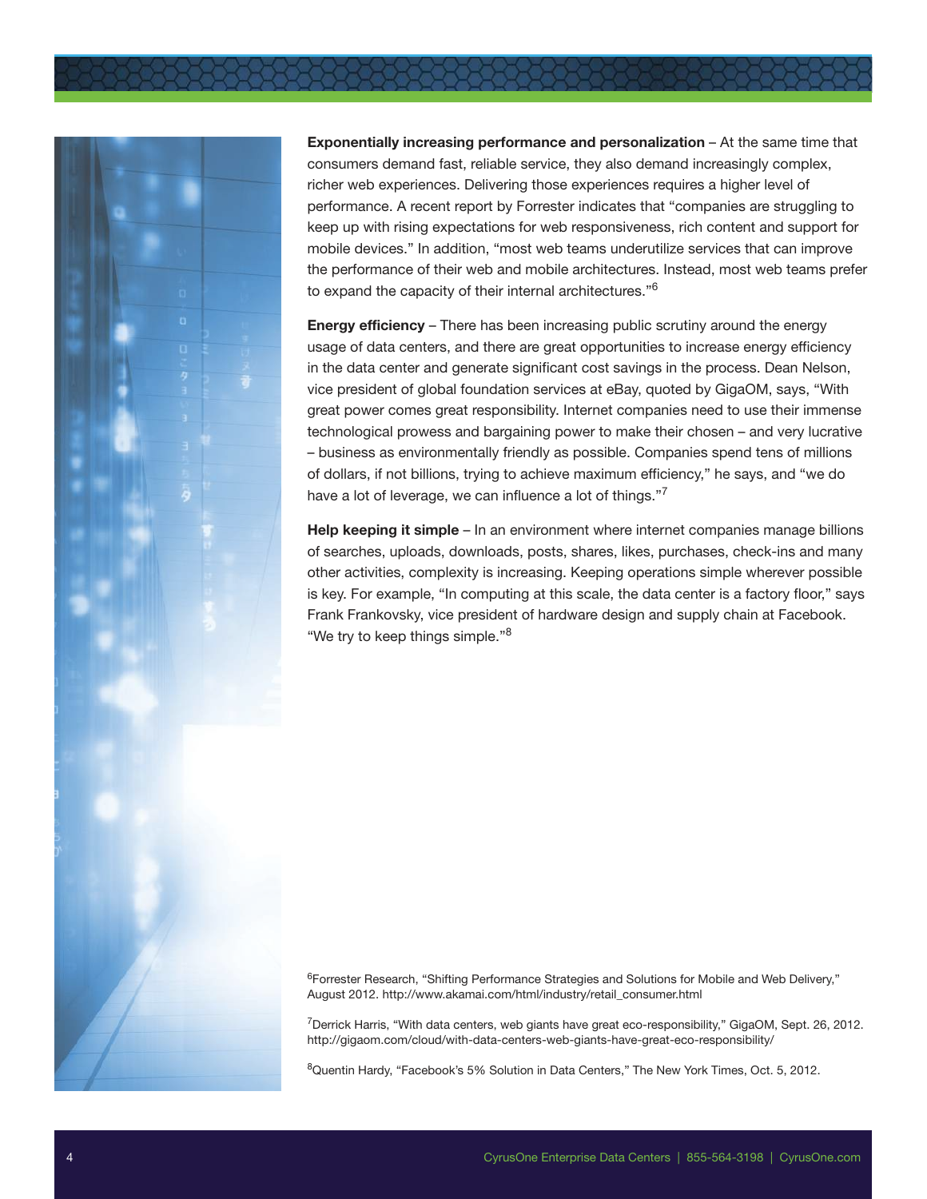**Exponentially increasing performance and personalization** – At the same time that consumers demand fast, reliable service, they also demand increasingly complex, richer web experiences. Delivering those experiences requires a higher level of performance. A recent report by Forrester indicates that "companies are struggling to keep up with rising expectations for web responsiveness, rich content and support for mobile devices." In addition, "most web teams underutilize services that can improve the performance of their web and mobile architectures. Instead, most web teams prefer to expand the capacity of their internal architectures."[6]

**Energy efficiency** – There has been increasing public scrutiny around the energy usage of data centers, and there are great opportunities to increase energy efficiency in the data center and generate significant cost savings in the process. Dean Nelson, vice president of global foundation services at eBay, quoted by GigaOM, says, "With great power comes great responsibility. Internet companies need to use their immense technological prowess and bargaining power to make their chosen – and very lucrative – business as environmentally friendly as possible. Companies spend tens of millions of dollars, if not billions, trying to achieve maximum efficiency," he says, and "we do have a lot of leverage, we can influence a lot of things."[7]

**Help keeping it simple** – In an environment where internet companies manage billions of searches, uploads, downloads, posts, shares, likes, purchases, check-ins and many other activities, complexity is increasing. Keeping operations simple wherever possible is key. For example, "In computing at this scale, the data center is a factory floor," says Frank Frankovsky, vice president of hardware design and supply chain at Facebook. "We try to keep things simple."[8]

[6]Forrester Research, "Shifting Performance Strategies and Solutions for Mobile and Web Delivery," August 2012. http://www.akamai.com/html/industry/retail_consumer.html

[7]Derrick Harris, "With data centers, web giants have great eco-responsibility," GigaOM, Sept. 26, 2012. http://gigaom.com/cloud/with-data-centers-web-giants-have-great-eco-responsibility/

[8]Quentin Hardy, "Facebook's 5% Solution in Data Centers," The New York Times, Oct. 5, 2012.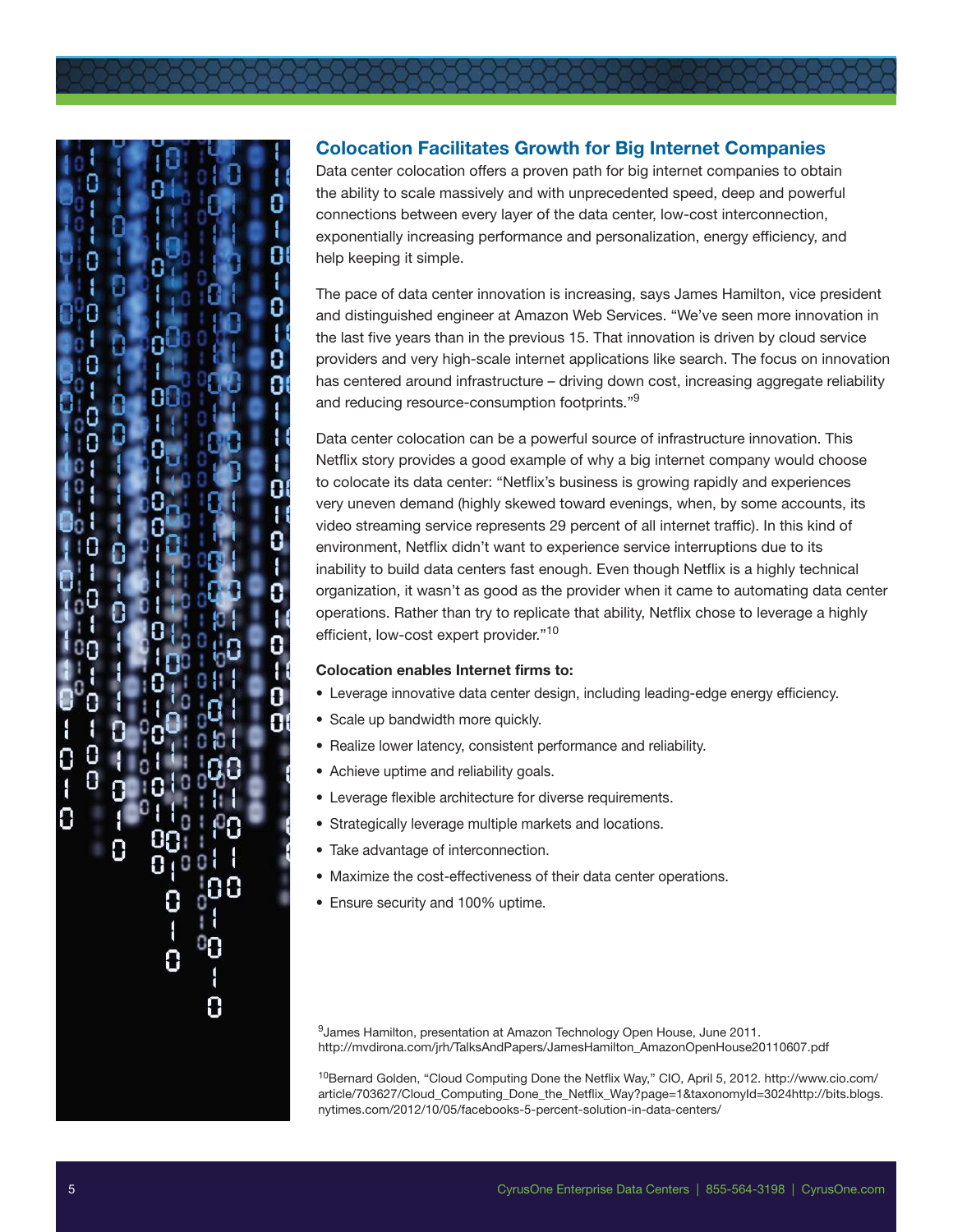## Colocation Facilitates Growth for Big Internet Companies

Data center colocation offers a proven path for big internet companies to obtain the ability to scale massively and with unprecedented speed, deep and powerful connections between every layer of the data center, low-cost interconnection, exponentially increasing performance and personalization, energy efficiency, and help keeping it simple.

The pace of data center innovation is increasing, says James Hamilton, vice president and distinguished engineer at Amazon Web Services. "We've seen more innovation in the last five years than in the previous 15. That innovation is driven by cloud service providers and very high-scale internet applications like search. The focus on innovation has centered around infrastructure – driving down cost, increasing aggregate reliability and reducing resource-consumption footprints."[9]

Data center colocation can be a powerful source of infrastructure innovation. This Netflix story provides a good example of why a big internet company would choose to colocate its data center: "Netflix's business is growing rapidly and experiences very uneven demand (highly skewed toward evenings, when, by some accounts, its video streaming service represents 29 percent of all internet traffic). In this kind of environment, Netflix didn't want to experience service interruptions due to its inability to build data centers fast enough. Even though Netflix is a highly technical organization, it wasn't as good as the provider when it came to automating data center operations. Rather than try to replicate that ability, Netflix chose to leverage a highly efficient, low-cost expert provider."[10]

**Colocation enables Internet firms to:**

- Leverage innovative data center design, including leading-edge energy efficiency.
- Scale up bandwidth more quickly.
- Realize lower latency, consistent performance and reliability.
- Achieve uptime and reliability goals.
- Leverage flexible architecture for diverse requirements.
- Strategically leverage multiple markets and locations.
- Take advantage of interconnection.
- Maximize the cost-effectiveness of their data center operations.
- Ensure security and 100% uptime.

[9]James Hamilton, presentation at Amazon Technology Open House, June 2011. http://mvdirona.com/jrh/TalksAndPapers/JamesHamilton_AmazonOpenHouse20110607.pdf

[10]Bernard Golden, "Cloud Computing Done the Netflix Way," CIO, April 5, 2012. http://www.cio.com/article/703627/Cloud_Computing_Done_the_Netflix_Way?page=1&taxonomyId=3024http://bits.blogs.nytimes.com/2012/10/05/facebooks-5-percent-solution-in-data-centers/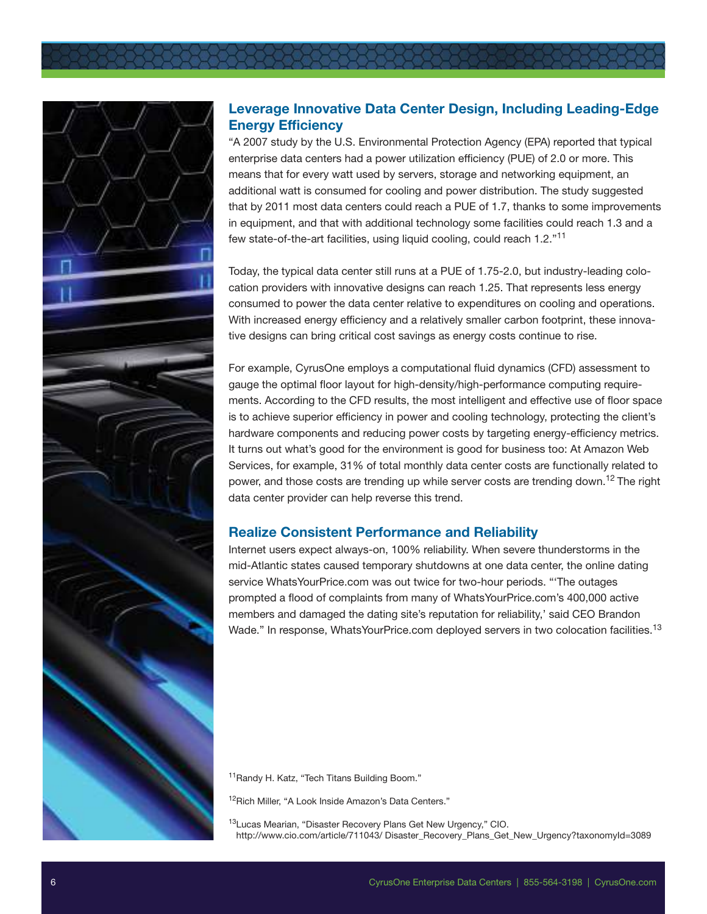## Leverage Innovative Data Center Design, Including Leading-Edge Energy Efficiency

"A 2007 study by the U.S. Environmental Protection Agency (EPA) reported that typical enterprise data centers had a power utilization efficiency (PUE) of 2.0 or more. This means that for every watt used by servers, storage and networking equipment, an additional watt is consumed for cooling and power distribution. The study suggested that by 2011 most data centers could reach a PUE of 1.7, thanks to some improvements in equipment, and that with additional technology some facilities could reach 1.3 and a few state-of-the-art facilities, using liquid cooling, could reach 1.2."[11]

Today, the typical data center still runs at a PUE of 1.75-2.0, but industry-leading colocation providers with innovative designs can reach 1.25. That represents less energy consumed to power the data center relative to expenditures on cooling and operations. With increased energy efficiency and a relatively smaller carbon footprint, these innovative designs can bring critical cost savings as energy costs continue to rise.

For example, CyrusOne employs a computational fluid dynamics (CFD) assessment to gauge the optimal floor layout for high-density/high-performance computing requirements. According to the CFD results, the most intelligent and effective use of floor space is to achieve superior efficiency in power and cooling technology, protecting the client's hardware components and reducing power costs by targeting energy-efficiency metrics. It turns out what's good for the environment is good for business too: At Amazon Web Services, for example, 31% of total monthly data center costs are functionally related to power, and those costs are trending up while server costs are trending down.[12] The right data center provider can help reverse this trend.

## Realize Consistent Performance and Reliability

Internet users expect always-on, 100% reliability. When severe thunderstorms in the mid-Atlantic states caused temporary shutdowns at one data center, the online dating service WhatsYourPrice.com was out twice for two-hour periods. "'The outages prompted a flood of complaints from many of WhatsYourPrice.com's 400,000 active members and damaged the dating site's reputation for reliability,' said CEO Brandon Wade." In response, WhatsYourPrice.com deployed servers in two colocation facilities.[13]

[11] Randy H. Katz, "Tech Titans Building Boom."

[12] Rich Miller, "A Look Inside Amazon's Data Centers."

[13] Lucas Mearian, "Disaster Recovery Plans Get New Urgency," CIO. http://www.cio.com/article/711043/ Disaster_Recovery_Plans_Get_New_Urgency?taxonomyId=3089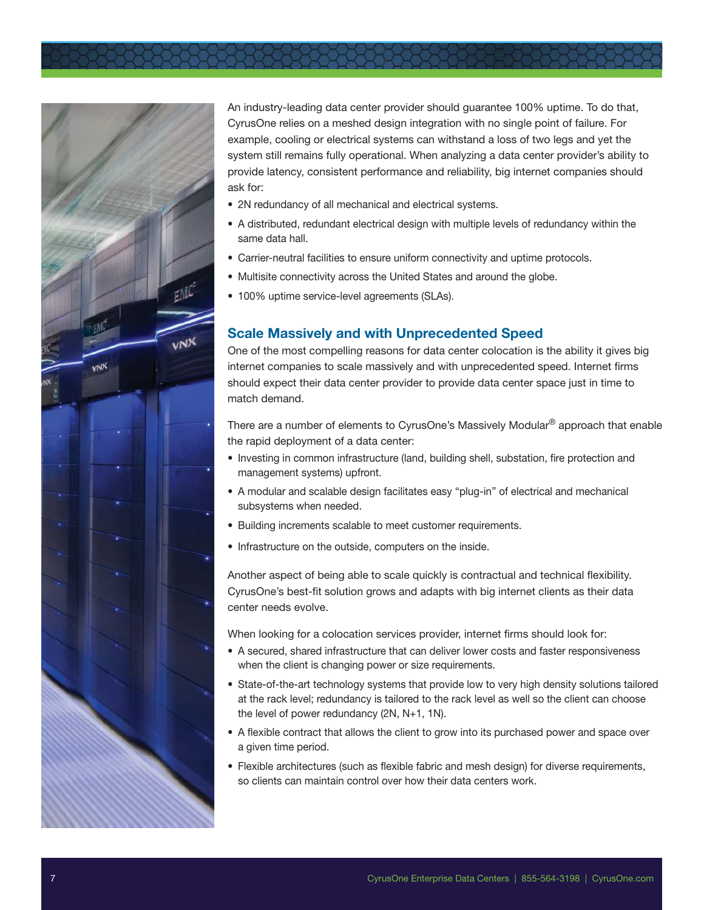An industry-leading data center provider should guarantee 100% uptime. To do that, CyrusOne relies on a meshed design integration with no single point of failure. For example, cooling or electrical systems can withstand a loss of two legs and yet the system still remains fully operational. When analyzing a data center provider's ability to provide latency, consistent performance and reliability, big internet companies should ask for:

- 2N redundancy of all mechanical and electrical systems.
- A distributed, redundant electrical design with multiple levels of redundancy within the same data hall.
- Carrier-neutral facilities to ensure uniform connectivity and uptime protocols.
- Multisite connectivity across the United States and around the globe.
- 100% uptime service-level agreements (SLAs).

## Scale Massively and with Unprecedented Speed

One of the most compelling reasons for data center colocation is the ability it gives big internet companies to scale massively and with unprecedented speed. Internet firms should expect their data center provider to provide data center space just in time to match demand.

There are a number of elements to CyrusOne's Massively Modular® approach that enable the rapid deployment of a data center:

- Investing in common infrastructure (land, building shell, substation, fire protection and management systems) upfront.
- A modular and scalable design facilitates easy "plug-in" of electrical and mechanical subsystems when needed.
- Building increments scalable to meet customer requirements.
- Infrastructure on the outside, computers on the inside.

Another aspect of being able to scale quickly is contractual and technical flexibility. CyrusOne's best-fit solution grows and adapts with big internet clients as their data center needs evolve.

When looking for a colocation services provider, internet firms should look for:

- A secured, shared infrastructure that can deliver lower costs and faster responsiveness when the client is changing power or size requirements.
- State-of-the-art technology systems that provide low to very high density solutions tailored at the rack level; redundancy is tailored to the rack level as well so the client can choose the level of power redundancy (2N, N+1, 1N).
- A flexible contract that allows the client to grow into its purchased power and space over a given time period.
- Flexible architectures (such as flexible fabric and mesh design) for diverse requirements, so clients can maintain control over how their data centers work.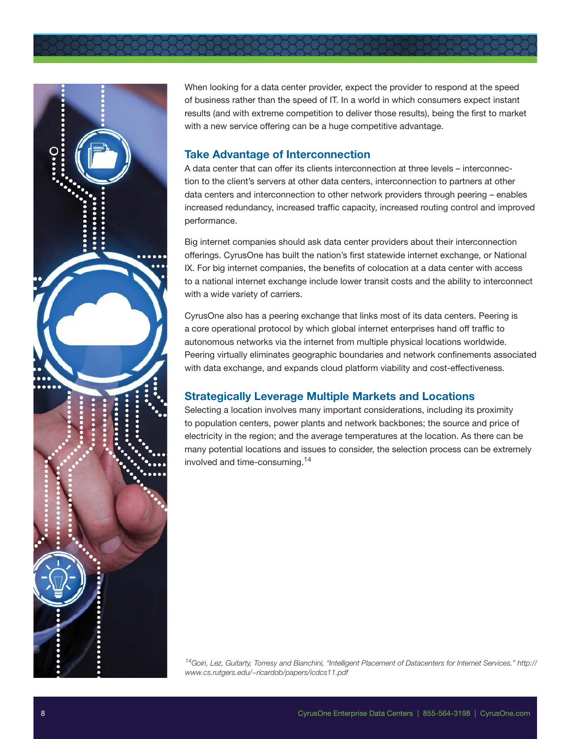When looking for a data center provider, expect the provider to respond at the speed of business rather than the speed of IT. In a world in which consumers expect instant results (and with extreme competition to deliver those results), being the first to market with a new service offering can be a huge competitive advantage.

## Take Advantage of Interconnection

A data center that can offer its clients interconnection at three levels – interconnection to the client's servers at other data centers, interconnection to partners at other data centers and interconnection to other network providers through peering – enables increased redundancy, increased traffic capacity, increased routing control and improved performance.

Big internet companies should ask data center providers about their interconnection offerings. CyrusOne has built the nation's first statewide internet exchange, or National IX. For big internet companies, the benefits of colocation at a data center with access to a national internet exchange include lower transit costs and the ability to interconnect with a wide variety of carriers.

CyrusOne also has a peering exchange that links most of its data centers. Peering is a core operational protocol by which global internet enterprises hand off traffic to autonomous networks via the internet from multiple physical locations worldwide. Peering virtually eliminates geographic boundaries and network confinements associated with data exchange, and expands cloud platform viability and cost-effectiveness.

## Strategically Leverage Multiple Markets and Locations

Selecting a location involves many important considerations, including its proximity to population centers, power plants and network backbones; the source and price of electricity in the region; and the average temperatures at the location. As there can be many potential locations and issues to consider, the selection process can be extremely involved and time-consuming.[14]

*[14]Goiri, Lez, Guitarty, Torresy and Bianchini, "Intelligent Placement of Datacenters for Internet Services." http://www.cs.rutgers.edu/~ricardob/papers/icdcs11.pdf*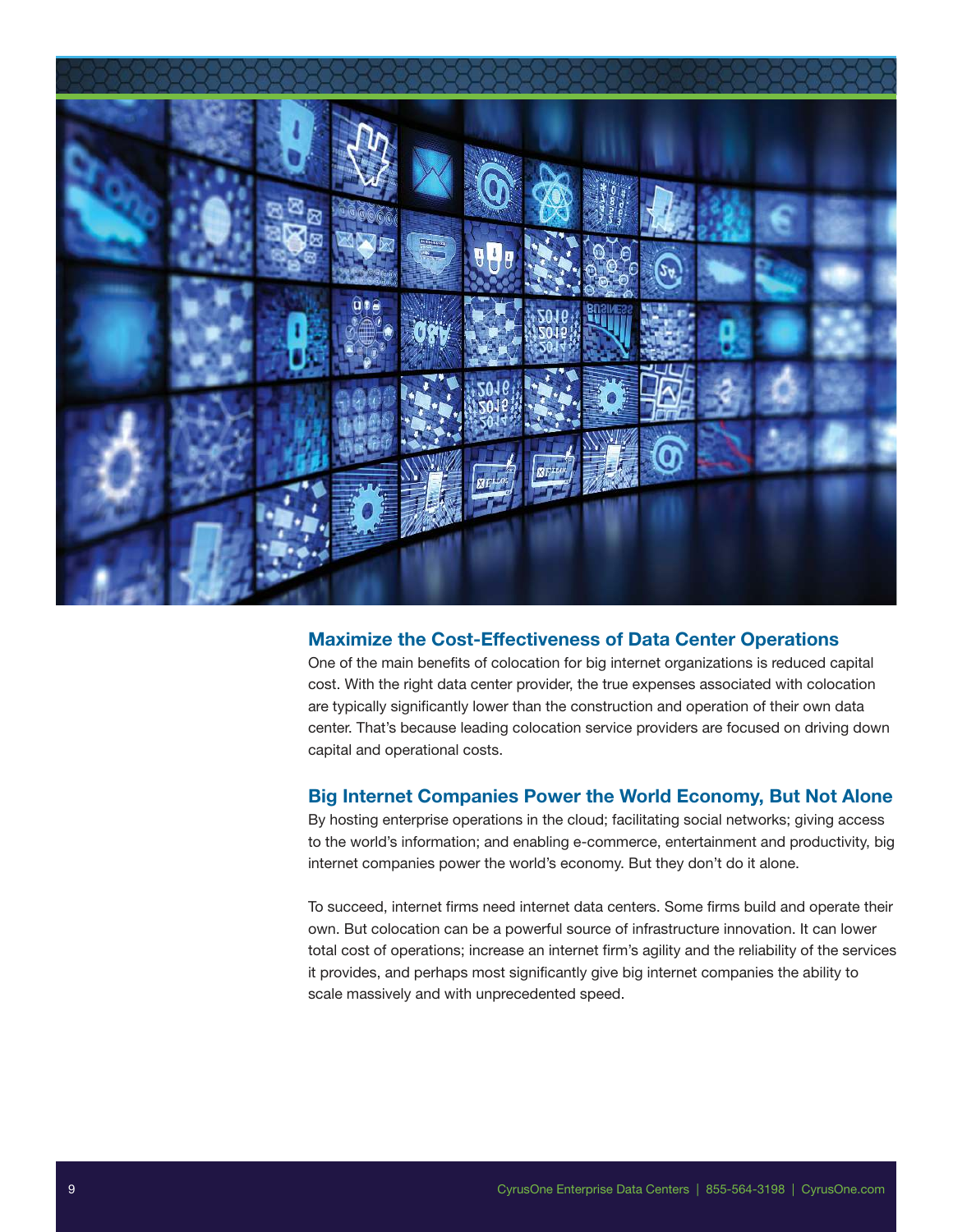## Maximize the Cost-Effectiveness of Data Center Operations

One of the main benefits of colocation for big internet organizations is reduced capital cost. With the right data center provider, the true expenses associated with colocation are typically significantly lower than the construction and operation of their own data center. That's because leading colocation service providers are focused on driving down capital and operational costs.

## Big Internet Companies Power the World Economy, But Not Alone

By hosting enterprise operations in the cloud; facilitating social networks; giving access to the world's information; and enabling e-commerce, entertainment and productivity, big internet companies power the world's economy. But they don't do it alone.

To succeed, internet firms need internet data centers. Some firms build and operate their own. But colocation can be a powerful source of infrastructure innovation. It can lower total cost of operations; increase an internet firm's agility and the reliability of the services it provides, and perhaps most significantly give big internet companies the ability to scale massively and with unprecedented speed.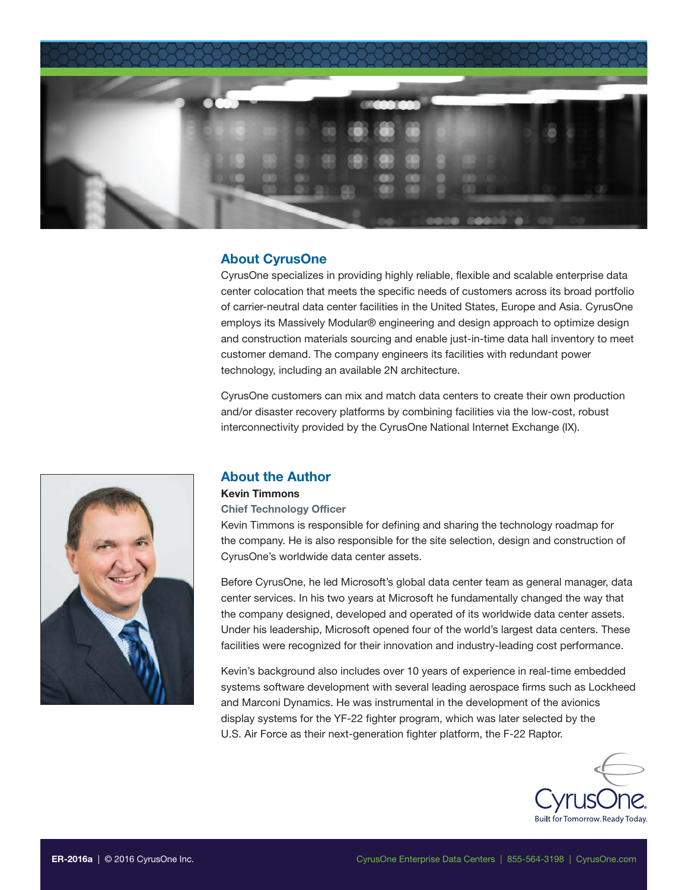## About CyrusOne

CyrusOne specializes in providing highly reliable, flexible and scalable enterprise data center colocation that meets the specific needs of customers across its broad portfolio of carrier-neutral data center facilities in the United States, Europe and Asia. CyrusOne employs its Massively Modular® engineering and design approach to optimize design and construction materials sourcing and enable just-in-time data hall inventory to meet customer demand. The company engineers its facilities with redundant power technology, including an available 2N architecture.

CyrusOne customers can mix and match data centers to create their own production and/or disaster recovery platforms by combining facilities via the low-cost, robust interconnectivity provided by the CyrusOne National Internet Exchange (IX).

## About the Author

**Kevin Timmons**

**Chief Technology Officer**

Kevin Timmons is responsible for defining and sharing the technology roadmap for the company. He is also responsible for the site selection, design and construction of CyrusOne's worldwide data center assets.

Before CyrusOne, he led Microsoft's global data center team as general manager, data center services. In his two years at Microsoft he fundamentally changed the way that the company designed, developed and operated of its worldwide data center assets. Under his leadership, Microsoft opened four of the world's largest data centers. These facilities were recognized for their innovation and industry-leading cost performance.

Kevin's background also includes over 10 years of experience in real-time embedded systems software development with several leading aerospace firms such as Lockheed and Marconi Dynamics. He was instrumental in the development of the avionics display systems for the YF-22 fighter program, which was later selected by the U.S. Air Force as their next-generation fighter platform, the F-22 Raptor.

CyrusOne.
Built for Tomorrow. Ready Today.

**ER-2016a** | © 2016 CyrusOne Inc. CyrusOne Enterprise Data Centers | 855-564-3198 | CyrusOne.com